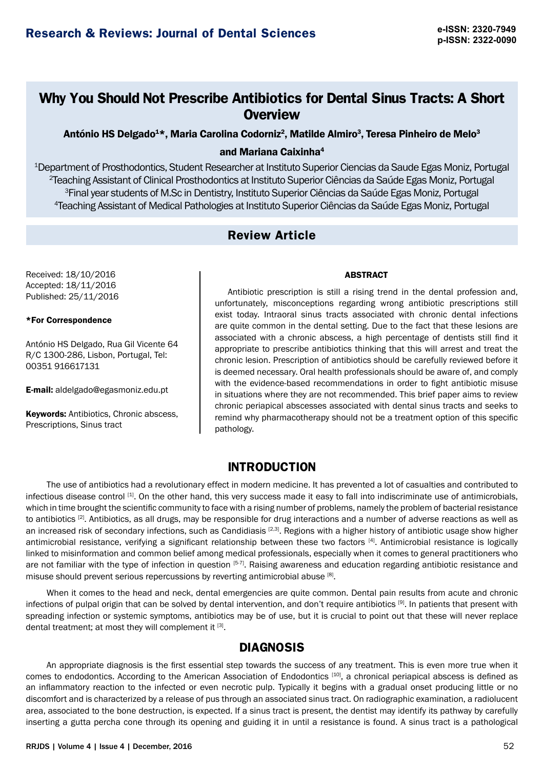# Why You Should Not Prescribe Antibiotics for Dental Sinus Tracts: A Short Overview

**António HS Delgado[1]*, Maria Carolina Codorniz[2], Matilde Almiro[3], Teresa Pinheiro de Melo[3] and Mariana Caixinha[4]**

[1]Department of Prosthodontics, Student Researcher at Instituto Superior Ciencias da Saude Egas Moniz, Portugal
[2]Teaching Assistant of Clinical Prosthodontics at Instituto Superior Ciências da Saúde Egas Moniz, Portugal
[3]Final year students of M.Sc in Dentistry, Instituto Superior Ciências da Saúde Egas Moniz, Portugal
[4]Teaching Assistant of Medical Pathologies at Instituto Superior Ciências da Saúde Egas Moniz, Portugal

## Review Article

Received: 18/10/2016
Accepted: 18/11/2016
Published: 25/11/2016

**\*For Correspondence**

António HS Delgado, Rua Gil Vicente 64 R/C 1300-286, Lisbon, Portugal, Tel: 00351 916617131

**E-mail:** aldelgado@egasmoniz.edu.pt

**Keywords:** Antibiotics, Chronic abscess, Prescriptions, Sinus tract

### ABSTRACT

Antibiotic prescription is still a rising trend in the dental profession and, unfortunately, misconceptions regarding wrong antibiotic prescriptions still exist today. Intraoral sinus tracts associated with chronic dental infections are quite common in the dental setting. Due to the fact that these lesions are associated with a chronic abscess, a high percentage of dentists still find it appropriate to prescribe antibiotics thinking that this will arrest and treat the chronic lesion. Prescription of antibiotics should be carefully reviewed before it is deemed necessary. Oral health professionals should be aware of, and comply with the evidence-based recommendations in order to fight antibiotic misuse in situations where they are not recommended. This brief paper aims to review chronic periapical abscesses associated with dental sinus tracts and seeks to remind why pharmacotherapy should not be a treatment option of this specific pathology.

## INTRODUCTION

The use of antibiotics had a revolutionary effect in modern medicine. It has prevented a lot of casualties and contributed to infectious disease control [1]. On the other hand, this very success made it easy to fall into indiscriminate use of antimicrobials, which in time brought the scientific community to face with a rising number of problems, namely the problem of bacterial resistance to antibiotics [2]. Antibiotics, as all drugs, may be responsible for drug interactions and a number of adverse reactions as well as an increased risk of secondary infections, such as Candidiasis [2,3]. Regions with a higher history of antibiotic usage show higher antimicrobial resistance, verifying a significant relationship between these two factors [4]. Antimicrobial resistance is logically linked to misinformation and common belief among medical professionals, especially when it comes to general practitioners who are not familiar with the type of infection in question [5-7]. Raising awareness and education regarding antibiotic resistance and misuse should prevent serious repercussions by reverting antimicrobial abuse [8].

When it comes to the head and neck, dental emergencies are quite common. Dental pain results from acute and chronic infections of pulpal origin that can be solved by dental intervention, and don't require antibiotics [9]. In patients that present with spreading infection or systemic symptoms, antibiotics may be of use, but it is crucial to point out that these will never replace dental treatment; at most they will complement it [3].

## DIAGNOSIS

An appropriate diagnosis is the first essential step towards the success of any treatment. This is even more true when it comes to endodontics. According to the American Association of Endodontics [10], a chronical periapical abscess is defined as an inflammatory reaction to the infected or even necrotic pulp. Typically it begins with a gradual onset producing little or no discomfort and is characterized by a release of pus through an associated sinus tract. On radiographic examination, a radiolucent area, associated to the bone destruction, is expected. If a sinus tract is present, the dentist may identify its pathway by carefully inserting a gutta percha cone through its opening and guiding it in until a resistance is found. A sinus tract is a pathological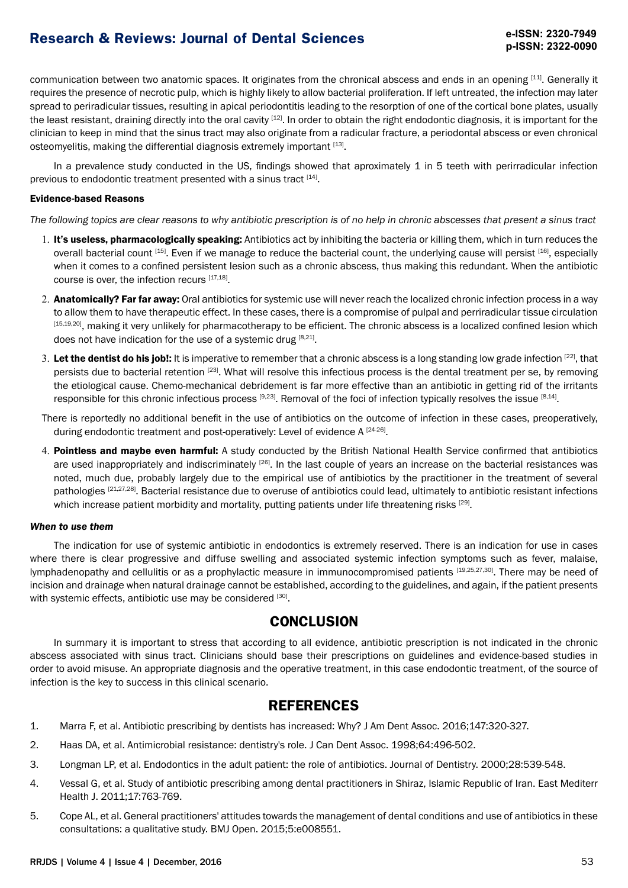communication between two anatomic spaces. It originates from the chronical abscess and ends in an opening [11]. Generally it requires the presence of necrotic pulp, which is highly likely to allow bacterial proliferation. If left untreated, the infection may later spread to periradicular tissues, resulting in apical periodontitis leading to the resorption of one of the cortical bone plates, usually the least resistant, draining directly into the oral cavity [12]. In order to obtain the right endodontic diagnosis, it is important for the clinician to keep in mind that the sinus tract may also originate from a radicular fracture, a periodontal abscess or even chronical osteomyelitis, making the differential diagnosis extremely important [13].

In a prevalence study conducted in the US, findings showed that aproximately 1 in 5 teeth with perirradicular infection previous to endodontic treatment presented with a sinus tract [14].

**Evidence-based Reasons**

*The following topics are clear reasons to why antibiotic prescription is of no help in chronic abscesses that present a sinus tract*

1. **It's useless, pharmacologically speaking:** Antibiotics act by inhibiting the bacteria or killing them, which in turn reduces the overall bacterial count [15]. Even if we manage to reduce the bacterial count, the underlying cause will persist [16], especially when it comes to a confined persistent lesion such as a chronic abscess, thus making this redundant. When the antibiotic course is over, the infection recurs [17,18].
2. **Anatomically? Far far away:** Oral antibiotics for systemic use will never reach the localized chronic infection process in a way to allow them to have therapeutic effect. In these cases, there is a compromise of pulpal and perriradicular tissue circulation [15,19,20], making it very unlikely for pharmacotherapy to be efficient. The chronic abscess is a localized confined lesion which does not have indication for the use of a systemic drug [8,21].
3. **Let the dentist do his job!:** It is imperative to remember that a chronic abscess is a long standing low grade infection [22], that persists due to bacterial retention [23]. What will resolve this infectious process is the dental treatment per se, by removing the etiological cause. Chemo-mechanical debridement is far more effective than an antibiotic in getting rid of the irritants responsible for this chronic infectious process [9,23]. Removal of the foci of infection typically resolves the issue [8,14].

   There is reportedly no additional benefit in the use of antibiotics on the outcome of infection in these cases, preoperatively, during endodontic treatment and post-operatively: Level of evidence A [24-26].

4. **Pointless and maybe even harmful:** A study conducted by the British National Health Service confirmed that antibiotics are used inappropriately and indiscriminately [26]. In the last couple of years an increase on the bacterial resistances was noted, much due, probably largely due to the empirical use of antibiotics by the practitioner in the treatment of several pathologies [21,27,28]. Bacterial resistance due to overuse of antibiotics could lead, ultimately to antibiotic resistant infections which increase patient morbidity and mortality, putting patients under life threatening risks [29].

***When to use them***

The indication for use of systemic antibiotic in endodontics is extremely reserved. There is an indication for use in cases where there is clear progressive and diffuse swelling and associated systemic infection symptoms such as fever, malaise, lymphadenopathy and cellulitis or as a prophylactic measure in immunocompromised patients [19,25,27,30]. There may be need of incision and drainage when natural drainage cannot be established, according to the guidelines, and again, if the patient presents with systemic effects, antibiotic use may be considered [30].

## CONCLUSION

In summary it is important to stress that according to all evidence, antibiotic prescription is not indicated in the chronic abscess associated with sinus tract. Clinicians should base their prescriptions on guidelines and evidence-based studies in order to avoid misuse. An appropriate diagnosis and the operative treatment, in this case endodontic treatment, of the source of infection is the key to success in this clinical scenario.

## REFERENCES

1. Marra F, et al. Antibiotic prescribing by dentists has increased: Why? J Am Dent Assoc. 2016;147:320-327.
2. Haas DA, et al. Antimicrobial resistance: dentistry's role. J Can Dent Assoc. 1998;64:496-502.
3. Longman LP, et al. Endodontics in the adult patient: the role of antibiotics. Journal of Dentistry. 2000;28:539-548.
4. Vessal G, et al. Study of antibiotic prescribing among dental practitioners in Shiraz, Islamic Republic of Iran. East Mediterr Health J. 2011;17:763-769.
5. Cope AL, et al. General practitioners' attitudes towards the management of dental conditions and use of antibiotics in these consultations: a qualitative study. BMJ Open. 2015;5:e008551.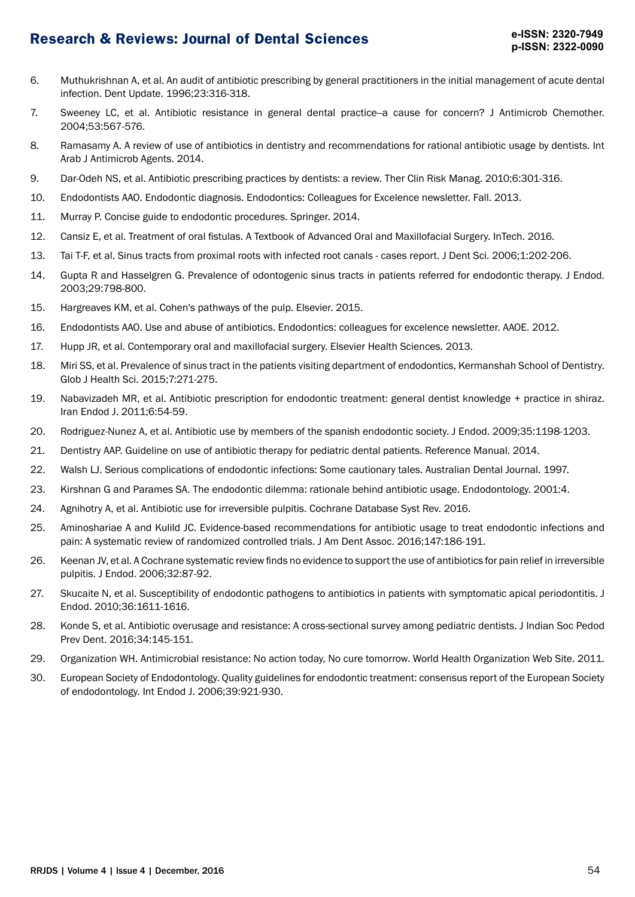6. Muthukrishnan A, et al. An audit of antibiotic prescribing by general practitioners in the initial management of acute dental infection. Dent Update. 1996;23:316-318.

7. Sweeney LC, et al. Antibiotic resistance in general dental practice--a cause for concern? J Antimicrob Chemother. 2004;53:567-576.

8. Ramasamy A. A review of use of antibiotics in dentistry and recommendations for rational antibiotic usage by dentists. Int Arab J Antimicrob Agents. 2014.

9. Dar-Odeh NS, et al. Antibiotic prescribing practices by dentists: a review. Ther Clin Risk Manag. 2010;6:301-316.

10. Endodontists AAO. Endodontic diagnosis. Endodontics: Colleagues for Excelence newsletter. Fall. 2013.

11. Murray P. Concise guide to endodontic procedures. Springer. 2014.

12. Cansiz E, et al. Treatment of oral fistulas. A Textbook of Advanced Oral and Maxillofacial Surgery. InTech. 2016.

13. Tai T-F, et al. Sinus tracts from proximal roots with infected root canals - cases report. J Dent Sci. 2006;1:202-206.

14. Gupta R and Hasselgren G. Prevalence of odontogenic sinus tracts in patients referred for endodontic therapy. J Endod. 2003;29:798-800.

15. Hargreaves KM, et al. Cohen's pathways of the pulp. Elsevier. 2015.

16. Endodontists AAO. Use and abuse of antibiotics. Endodontics: colleagues for excelence newsletter. AAOE. 2012.

17. Hupp JR, et al. Contemporary oral and maxillofacial surgery. Elsevier Health Sciences. 2013.

18. Miri SS, et al. Prevalence of sinus tract in the patients visiting department of endodontics, Kermanshah School of Dentistry. Glob J Health Sci. 2015;7:271-275.

19. Nabavizadeh MR, et al. Antibiotic prescription for endodontic treatment: general dentist knowledge + practice in shiraz. Iran Endod J. 2011;6:54-59.

20. Rodriguez-Nunez A, et al. Antibiotic use by members of the spanish endodontic society. J Endod. 2009;35:1198-1203.

21. Dentistry AAP. Guideline on use of antibiotic therapy for pediatric dental patients. Reference Manual. 2014.

22. Walsh LJ. Serious complications of endodontic infections: Some cautionary tales. Australian Dental Journal. 1997.

23. Kirshnan G and Parames SA. The endodontic dilemma: rationale behind antibiotic usage. Endodontology. 2001:4.

24. Agnihotry A, et al. Antibiotic use for irreversible pulpitis. Cochrane Database Syst Rev. 2016.

25. Aminoshariae A and Kulild JC. Evidence-based recommendations for antibiotic usage to treat endodontic infections and pain: A systematic review of randomized controlled trials. J Am Dent Assoc. 2016;147:186-191.

26. Keenan JV, et al. A Cochrane systematic review finds no evidence to support the use of antibiotics for pain relief in irreversible pulpitis. J Endod. 2006;32:87-92.

27. Skucaite N, et al. Susceptibility of endodontic pathogens to antibiotics in patients with symptomatic apical periodontitis. J Endod. 2010;36:1611-1616.

28. Konde S, et al. Antibiotic overusage and resistance: A cross-sectional survey among pediatric dentists. J Indian Soc Pedod Prev Dent. 2016;34:145-151.

29. Organization WH. Antimicrobial resistance: No action today, No cure tomorrow. World Health Organization Web Site. 2011.

30. European Society of Endodontology. Quality guidelines for endodontic treatment: consensus report of the European Society of endodontology. Int Endod J. 2006;39:921-930.